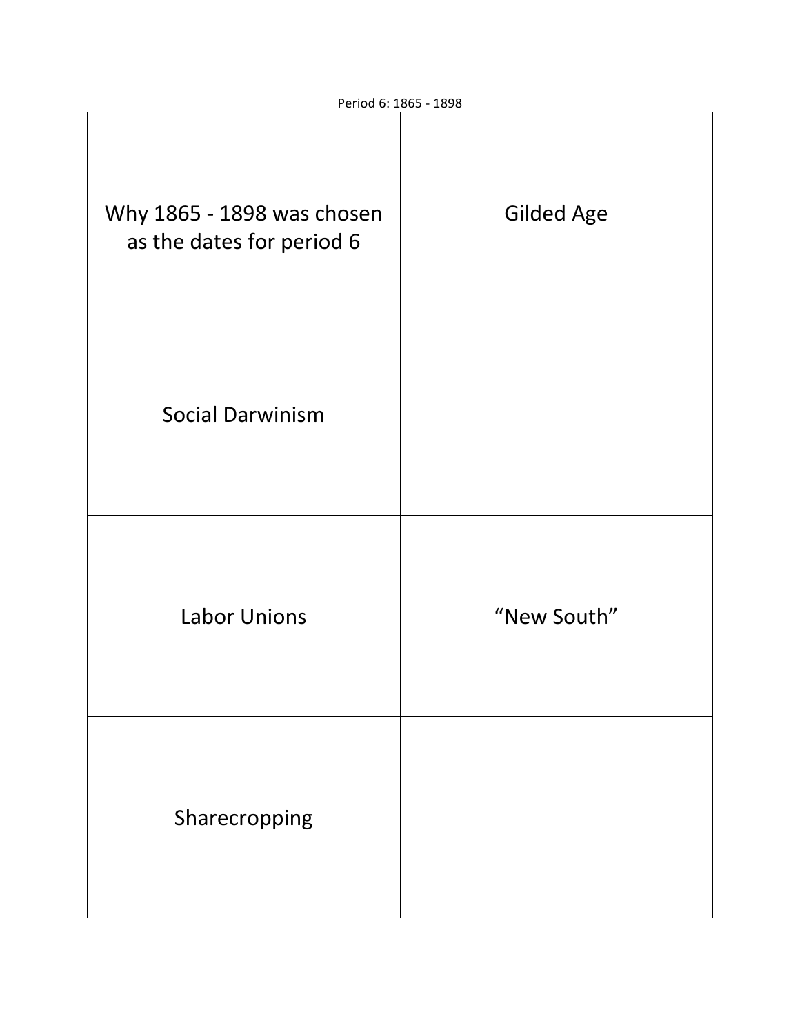Period 6: 1865 - 1898

| | |
|---|---|
| Why 1865 - 1898 was chosen as the dates for period 6 | Gilded Age |
| Social Darwinism | |
| Labor Unions | “New South” |
| Sharecropping | |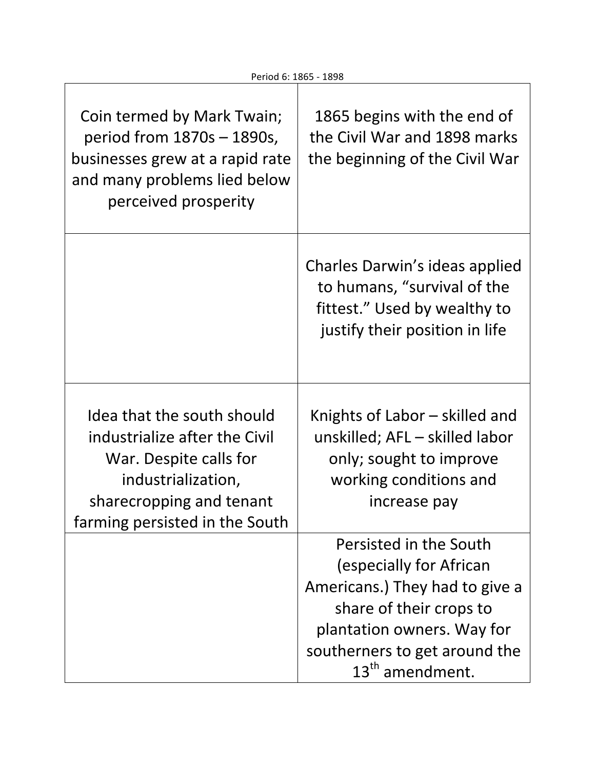Period 6: 1865 - 1898

| | |
|---|---|
| Coin termed by Mark Twain; period from 1870s – 1890s, businesses grew at a rapid rate and many problems lied below perceived prosperity | 1865 begins with the end of the Civil War and 1898 marks the beginning of the Civil War |
| | Charles Darwin's ideas applied to humans, "survival of the fittest." Used by wealthy to justify their position in life |
| Idea that the south should industrialize after the Civil War. Despite calls for industrialization, sharecropping and tenant farming persisted in the South | Knights of Labor – skilled and unskilled; AFL – skilled labor only; sought to improve working conditions and increase pay |
| | Persisted in the South (especially for African Americans.) They had to give a share of their crops to plantation owners. Way for southerners to get around the 13th amendment. |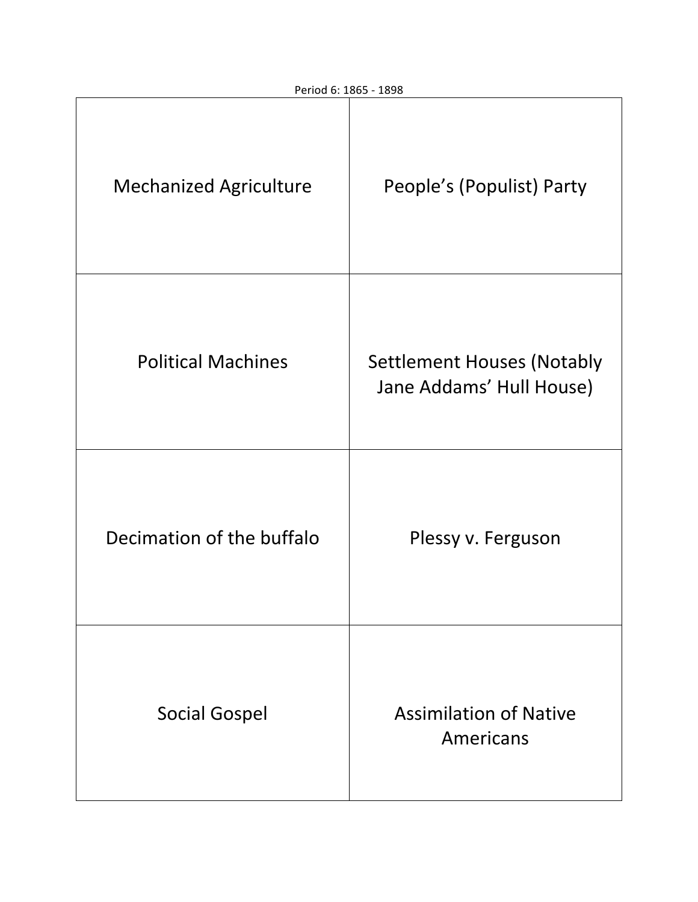Period 6: 1865 - 1898

| | |
|---|---|
| Mechanized Agriculture | People's (Populist) Party |
| Political Machines | Settlement Houses (Notably Jane Addams' Hull House) |
| Decimation of the buffalo | Plessy v. Ferguson |
| Social Gospel | Assimilation of Native Americans |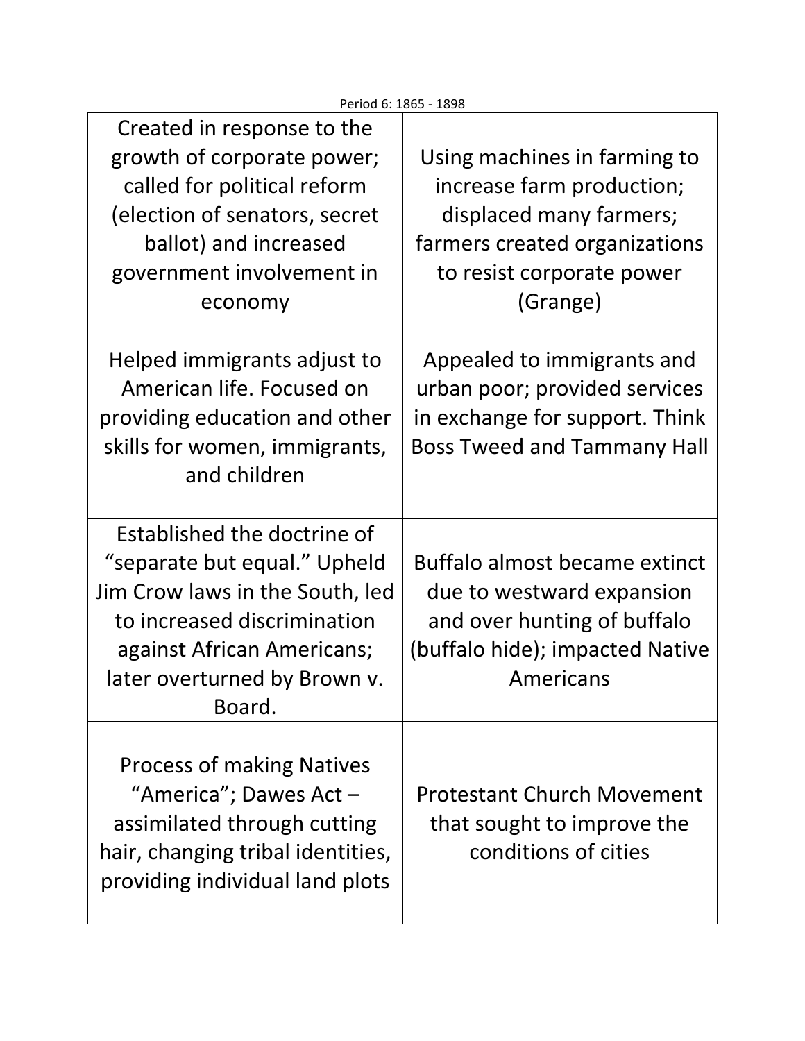Period 6: 1865 - 1898

| | |
|---|---|
| Created in response to the growth of corporate power; called for political reform (election of senators, secret ballot) and increased government involvement in economy | Using machines in farming to increase farm production; displaced many farmers; farmers created organizations to resist corporate power (Grange) |
| Helped immigrants adjust to American life. Focused on providing education and other skills for women, immigrants, and children | Appealed to immigrants and urban poor; provided services in exchange for support. Think Boss Tweed and Tammany Hall |
| Established the doctrine of "separate but equal." Upheld Jim Crow laws in the South, led to increased discrimination against African Americans; later overturned by Brown v. Board. | Buffalo almost became extinct due to westward expansion and over hunting of buffalo (buffalo hide); impacted Native Americans |
| Process of making Natives "America"; Dawes Act – assimilated through cutting hair, changing tribal identities, providing individual land plots | Protestant Church Movement that sought to improve the conditions of cities |